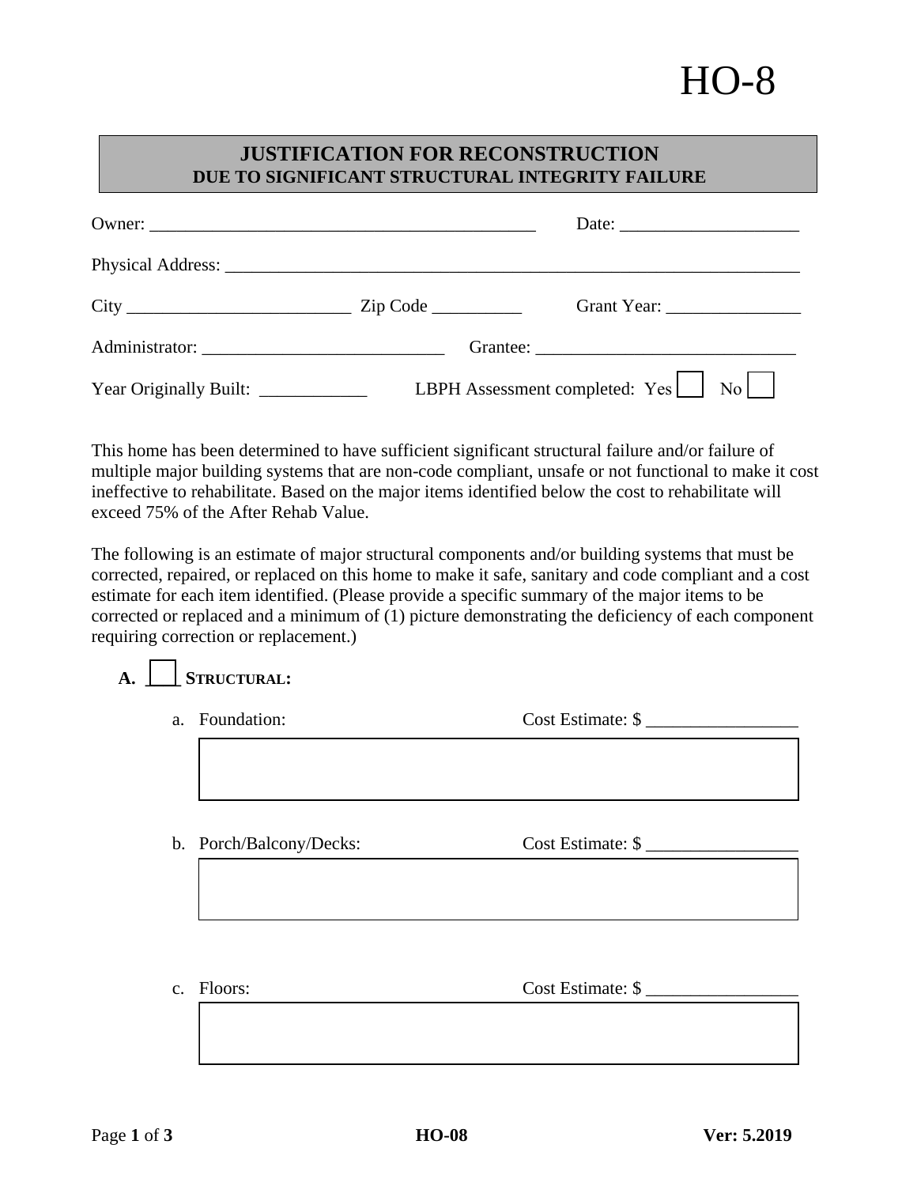# HO-8

## JUSTIFICATION FOR RECONSTRUCTION
### DUE TO SIGNIFICANT STRUCTURAL INTEGRITY FAILURE

Owner: ___________________________________________ Date: ____________________

Physical Address: _________________________________________________________________

City _________________________ Zip Code __________ Grant Year: _______________

Administrator: ___________________________ Grantee: _____________________________

Year Originally Built: ____________ LBPH Assessment completed: Yes ☐ No ☐

This home has been determined to have sufficient significant structural failure and/or failure of multiple major building systems that are non-code compliant, unsafe or not functional to make it cost ineffective to rehabilitate. Based on the major items identified below the cost to rehabilitate will exceed 75% of the After Rehab Value.

The following is an estimate of major structural components and/or building systems that must be corrected, repaired, or replaced on this home to make it safe, sanitary and code compliant and a cost estimate for each item identified. (Please provide a specific summary of the major items to be corrected or replaced and a minimum of (1) picture demonstrating the deficiency of each component requiring correction or replacement.)

**A. ☐ STRUCTURAL:**

a. Foundation: Cost Estimate: $ _________________

b. Porch/Balcony/Decks: Cost Estimate: $ _________________

c. Floors: Cost Estimate: $ _________________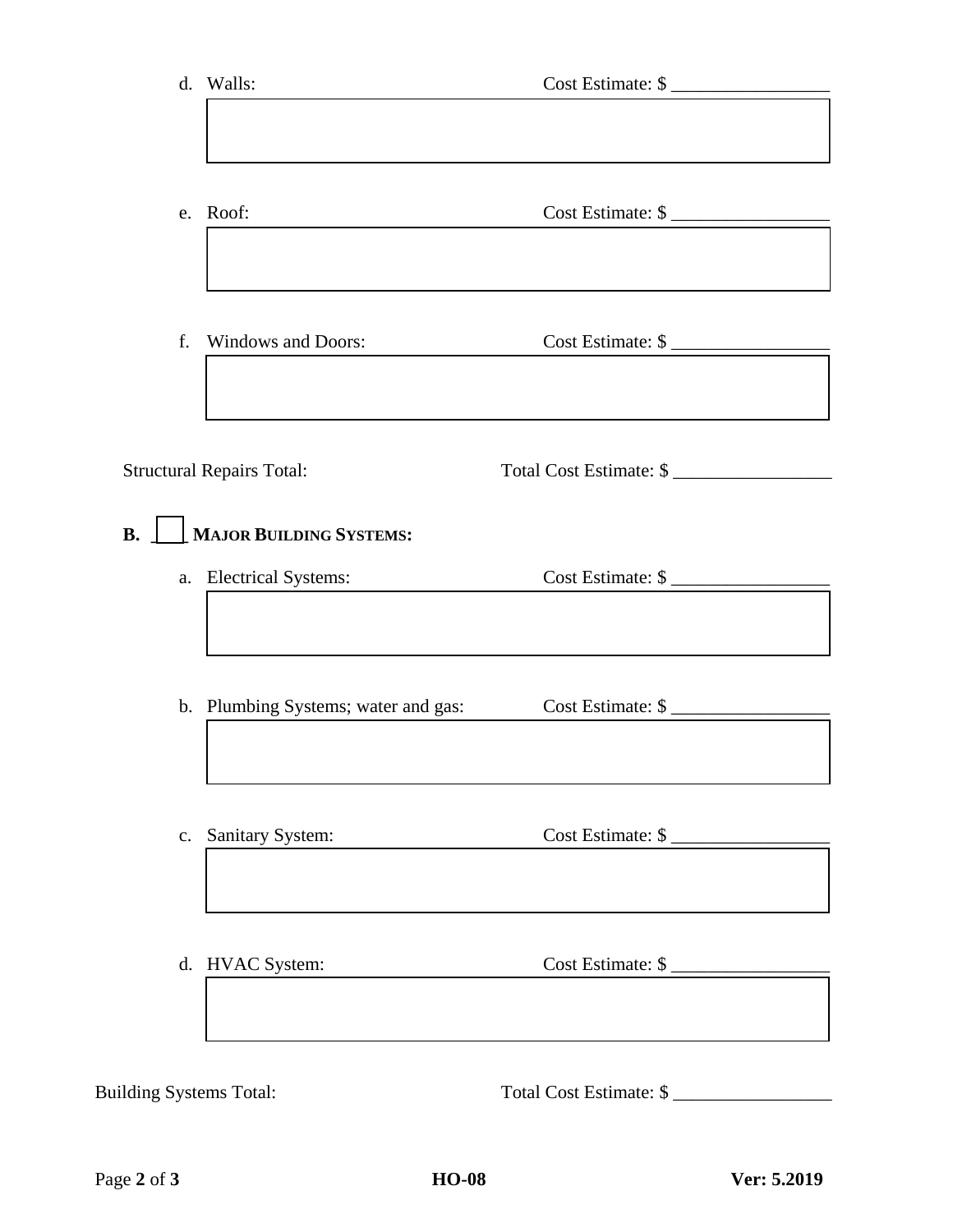d. Walls: Cost Estimate: $ _________________

e. Roof: Cost Estimate: $ _________________

f. Windows and Doors: Cost Estimate: $ _________________

Structural Repairs Total: Total Cost Estimate: $ _________________

**B. ☐ MAJOR BUILDING SYSTEMS:**

a. Electrical Systems: Cost Estimate: $ _________________

b. Plumbing Systems; water and gas: Cost Estimate: $ _________________

c. Sanitary System: Cost Estimate: $ _________________

d. HVAC System: Cost Estimate: $ _________________

Building Systems Total: Total Cost Estimate: $ _________________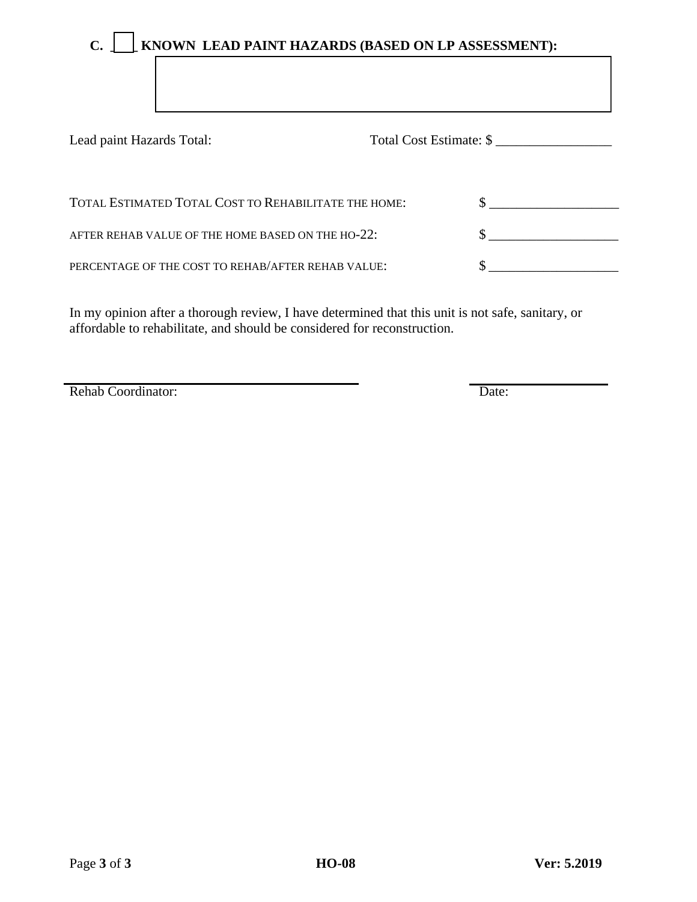**C. ☐ KNOWN LEAD PAINT HAZARDS (BASED ON LP ASSESSMENT):**

Lead paint Hazards Total: Total Cost Estimate: $ _________________

TOTAL ESTIMATED TOTAL COST TO REHABILITATE THE HOME: $ ___________________

AFTER REHAB VALUE OF THE HOME BASED ON THE HO-22: $ ___________________

PERCENTAGE OF THE COST TO REHAB/AFTER REHAB VALUE: $ ___________________

In my opinion after a thorough review, I have determined that this unit is not safe, sanitary, or affordable to rehabilitate, and should be considered for reconstruction.

Rehab Coordinator: ______________________________ Date: ______________